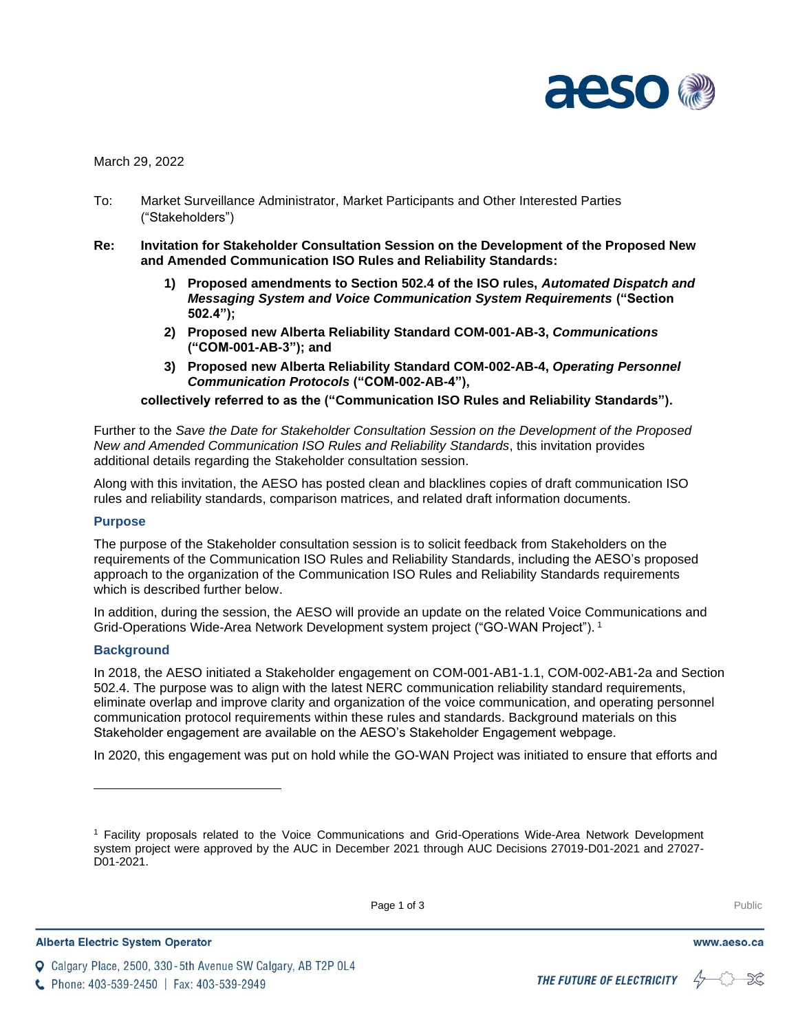March 29, 2022

To: Market Surveillance Administrator, Market Participants and Other Interested Parties ("Stakeholders")

**Re: Invitation for Stakeholder Consultation Session on the Development of the Proposed New and Amended Communication ISO Rules and Reliability Standards:**

1) **Proposed amendments to Section 502.4 of the ISO rules, *Automated Dispatch and Messaging System and Voice Communication System Requirements* ("Section 502.4");**
2) **Proposed new Alberta Reliability Standard COM-001-AB-3, *Communications* ("COM-001-AB-3"); and**
3) **Proposed new Alberta Reliability Standard COM-002-AB-4, *Operating Personnel Communication Protocols* ("COM-002-AB-4"),**

**collectively referred to as the ("Communication ISO Rules and Reliability Standards").**

Further to the *Save the Date for Stakeholder Consultation Session on the Development of the Proposed New and Amended Communication ISO Rules and Reliability Standards*, this invitation provides additional details regarding the Stakeholder consultation session.

Along with this invitation, the AESO has posted clean and blacklines copies of draft communication ISO rules and reliability standards, comparison matrices, and related draft information documents.

## Purpose

The purpose of the Stakeholder consultation session is to solicit feedback from Stakeholders on the requirements of the Communication ISO Rules and Reliability Standards, including the AESO's proposed approach to the organization of the Communication ISO Rules and Reliability Standards requirements which is described further below.

In addition, during the session, the AESO will provide an update on the related Voice Communications and Grid-Operations Wide-Area Network Development system project ("GO-WAN Project"). [1]

## Background

In 2018, the AESO initiated a Stakeholder engagement on COM-001-AB1-1.1, COM-002-AB1-2a and Section 502.4. The purpose was to align with the latest NERC communication reliability standard requirements, eliminate overlap and improve clarity and organization of the voice communication, and operating personnel communication protocol requirements within these rules and standards. Background materials on this Stakeholder engagement are available on the AESO's Stakeholder Engagement webpage.

In 2020, this engagement was put on hold while the GO-WAN Project was initiated to ensure that efforts and

[1] Facility proposals related to the Voice Communications and Grid-Operations Wide-Area Network Development system project were approved by the AUC in December 2021 through AUC Decisions 27019-D01-2021 and 27027-D01-2021.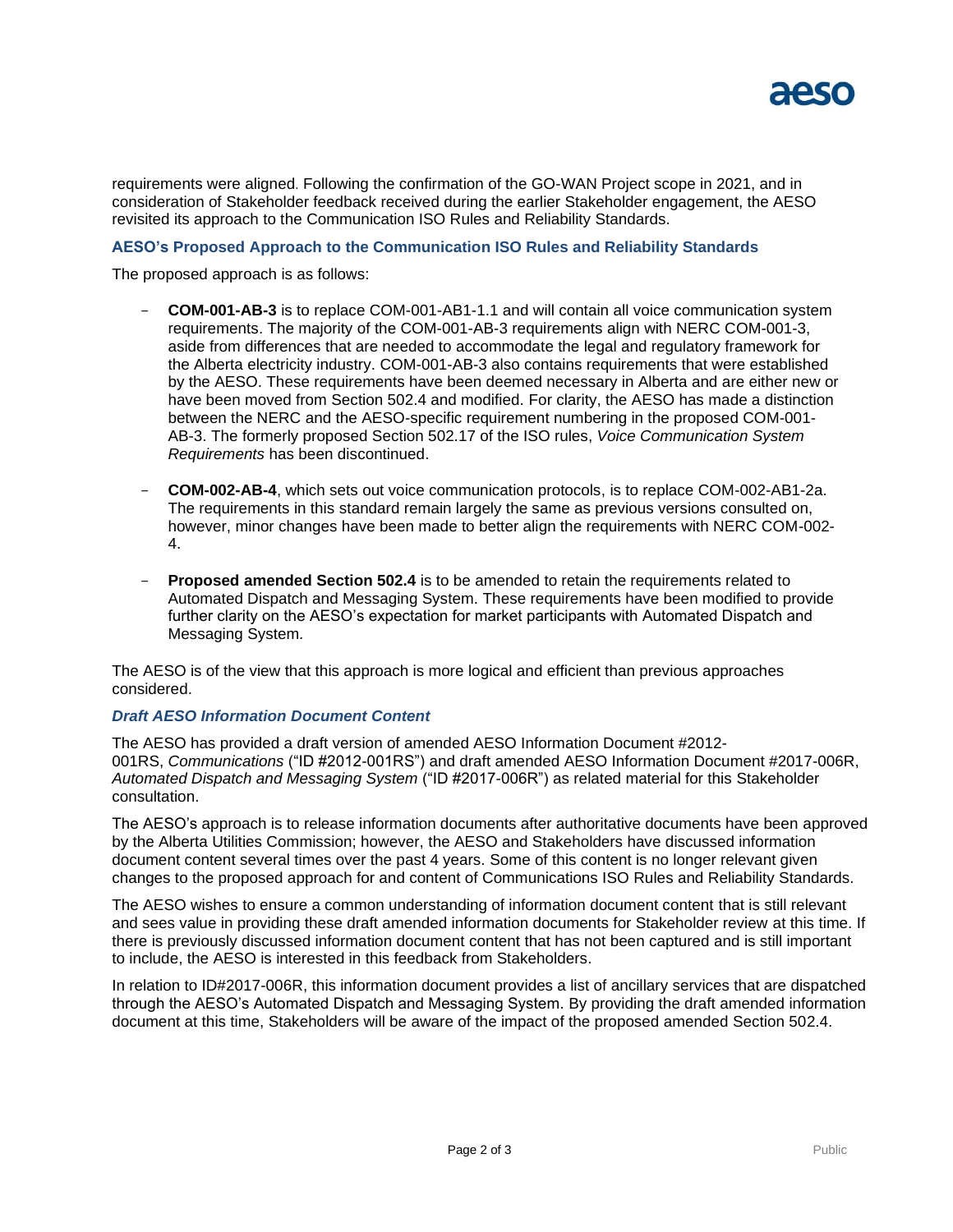requirements were aligned. Following the confirmation of the GO-WAN Project scope in 2021, and in consideration of Stakeholder feedback received during the earlier Stakeholder engagement, the AESO revisited its approach to the Communication ISO Rules and Reliability Standards.

### AESO's Proposed Approach to the Communication ISO Rules and Reliability Standards

The proposed approach is as follows:

- **COM-001-AB-3** is to replace COM-001-AB1-1.1 and will contain all voice communication system requirements. The majority of the COM-001-AB-3 requirements align with NERC COM-001-3, aside from differences that are needed to accommodate the legal and regulatory framework for the Alberta electricity industry. COM-001-AB-3 also contains requirements that were established by the AESO. These requirements have been deemed necessary in Alberta and are either new or have been moved from Section 502.4 and modified. For clarity, the AESO has made a distinction between the NERC and the AESO-specific requirement numbering in the proposed COM-001-AB-3. The formerly proposed Section 502.17 of the ISO rules, *Voice Communication System Requirements* has been discontinued.

- **COM-002-AB-4**, which sets out voice communication protocols, is to replace COM-002-AB1-2a. The requirements in this standard remain largely the same as previous versions consulted on, however, minor changes have been made to better align the requirements with NERC COM-002-4.

- **Proposed amended Section 502.4** is to be amended to retain the requirements related to Automated Dispatch and Messaging System. These requirements have been modified to provide further clarity on the AESO's expectation for market participants with Automated Dispatch and Messaging System.

The AESO is of the view that this approach is more logical and efficient than previous approaches considered.

#### *Draft AESO Information Document Content*

The AESO has provided a draft version of amended AESO Information Document #2012-001RS, *Communications* ("ID #2012-001RS") and draft amended AESO Information Document #2017-006R, *Automated Dispatch and Messaging System* ("ID #2017-006R") as related material for this Stakeholder consultation.

The AESO's approach is to release information documents after authoritative documents have been approved by the Alberta Utilities Commission; however, the AESO and Stakeholders have discussed information document content several times over the past 4 years. Some of this content is no longer relevant given changes to the proposed approach for and content of Communications ISO Rules and Reliability Standards.

The AESO wishes to ensure a common understanding of information document content that is still relevant and sees value in providing these draft amended information documents for Stakeholder review at this time. If there is previously discussed information document content that has not been captured and is still important to include, the AESO is interested in this feedback from Stakeholders.

In relation to ID#2017-006R, this information document provides a list of ancillary services that are dispatched through the AESO's Automated Dispatch and Messaging System. By providing the draft amended information document at this time, Stakeholders will be aware of the impact of the proposed amended Section 502.4.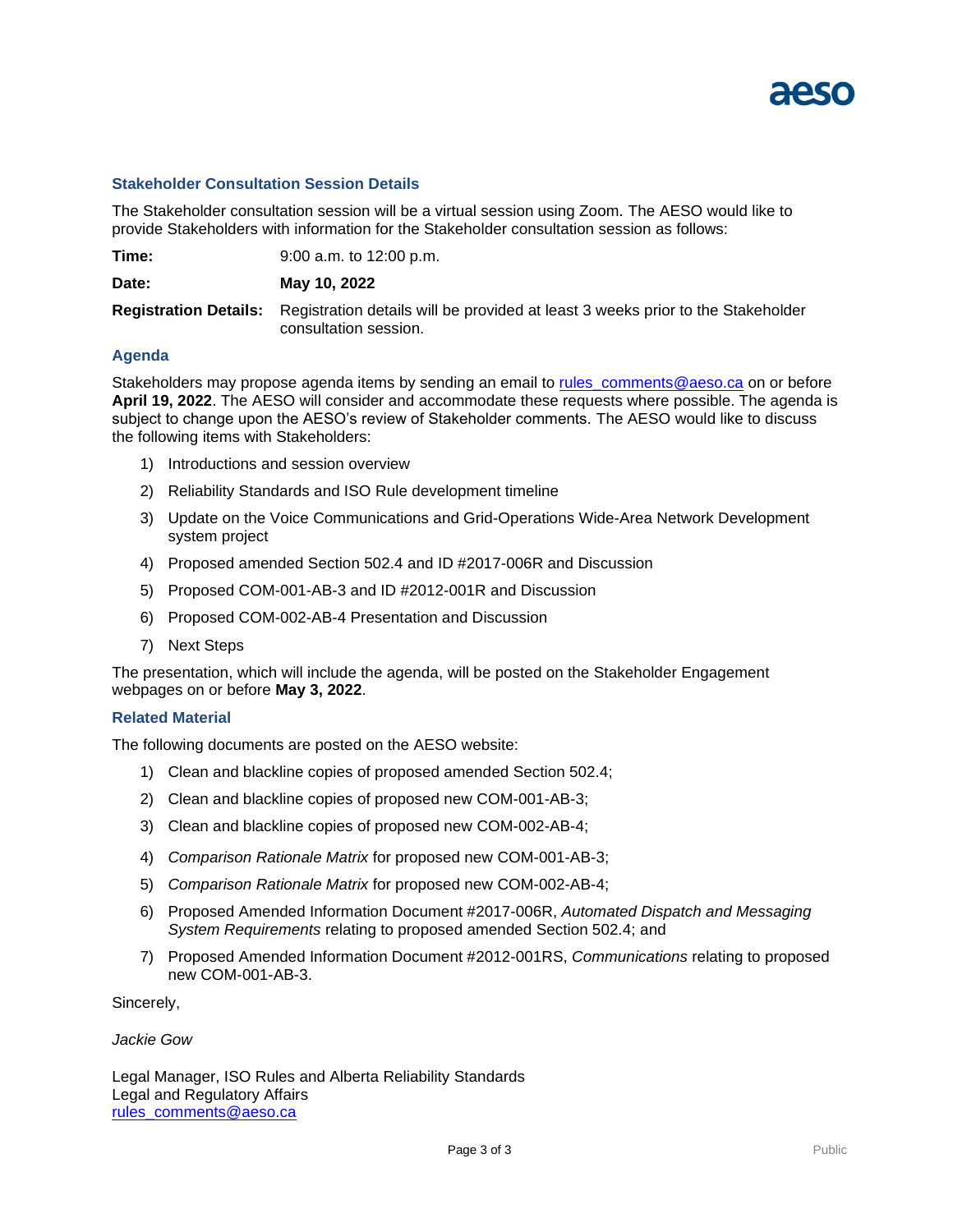### Stakeholder Consultation Session Details

The Stakeholder consultation session will be a virtual session using Zoom. The AESO would like to provide Stakeholders with information for the Stakeholder consultation session as follows:

| | |
|---|---|
| **Time:** | 9:00 a.m. to 12:00 p.m. |
| **Date:** | **May 10, 2022** |
| **Registration Details:** | Registration details will be provided at least 3 weeks prior to the Stakeholder consultation session. |

### Agenda

Stakeholders may propose agenda items by sending an email to rules_comments@aeso.ca on or before **April 19, 2022**. The AESO will consider and accommodate these requests where possible. The agenda is subject to change upon the AESO's review of Stakeholder comments. The AESO would like to discuss the following items with Stakeholders:

1) Introductions and session overview
2) Reliability Standards and ISO Rule development timeline
3) Update on the Voice Communications and Grid-Operations Wide-Area Network Development system project
4) Proposed amended Section 502.4 and ID #2017-006R and Discussion
5) Proposed COM-001-AB-3 and ID #2012-001R and Discussion
6) Proposed COM-002-AB-4 Presentation and Discussion
7) Next Steps

The presentation, which will include the agenda, will be posted on the Stakeholder Engagement webpages on or before **May 3, 2022**.

### Related Material

The following documents are posted on the AESO website:

1) Clean and blackline copies of proposed amended Section 502.4;
2) Clean and blackline copies of proposed new COM-001-AB-3;
3) Clean and blackline copies of proposed new COM-002-AB-4;
4) *Comparison Rationale Matrix* for proposed new COM-001-AB-3;
5) *Comparison Rationale Matrix* for proposed new COM-002-AB-4;
6) Proposed Amended Information Document #2017-006R, *Automated Dispatch and Messaging System Requirements* relating to proposed amended Section 502.4; and
7) Proposed Amended Information Document #2012-001RS, *Communications* relating to proposed new COM-001-AB-3.

Sincerely,

*Jackie Gow*

Legal Manager, ISO Rules and Alberta Reliability Standards
Legal and Regulatory Affairs
rules_comments@aeso.ca